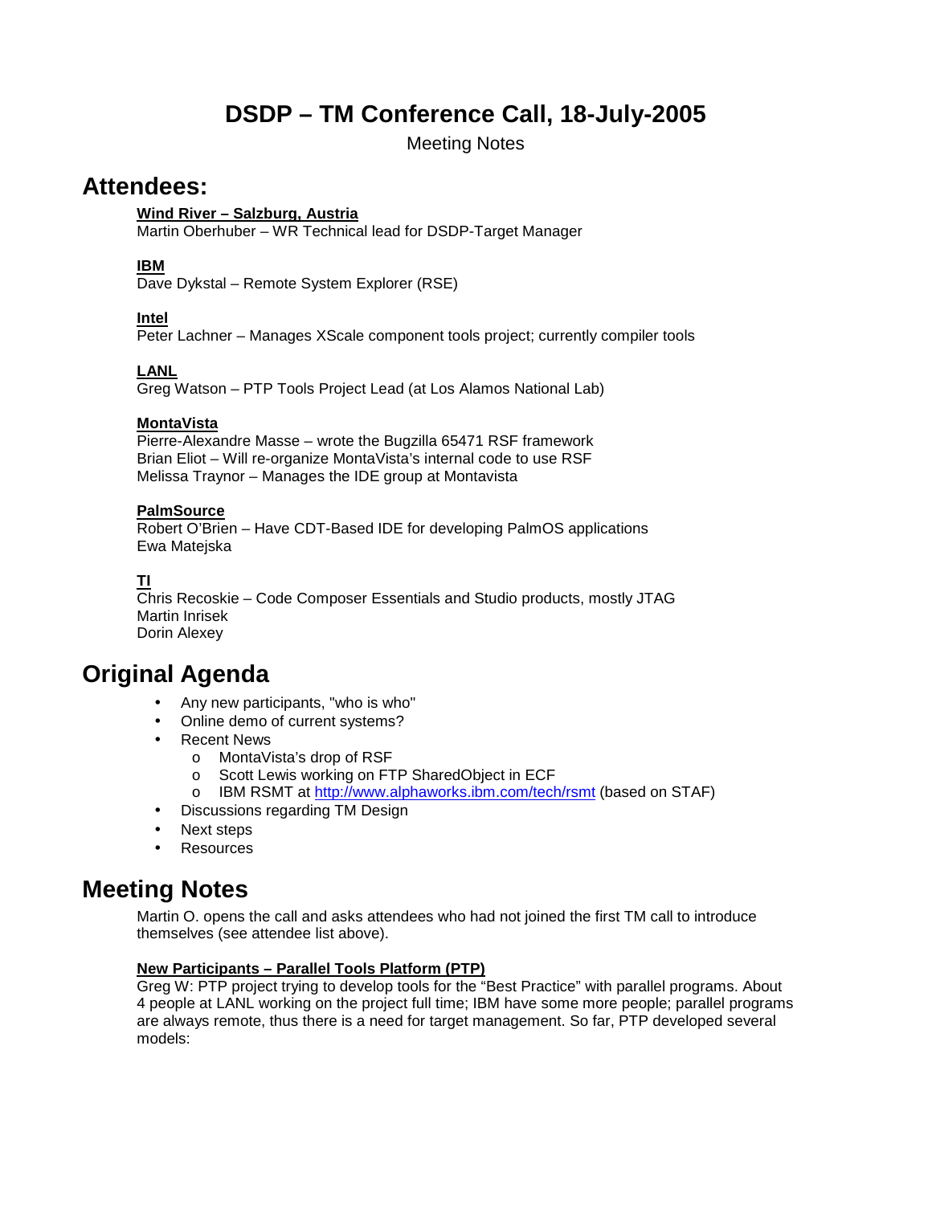# DSDP – TM Conference Call, 18-July-2005

Meeting Notes

## Attendees:

**Wind River – Salzburg, Austria**
Martin Oberhuber – WR Technical lead for DSDP-Target Manager

**IBM**
Dave Dykstal – Remote System Explorer (RSE)

**Intel**
Peter Lachner – Manages XScale component tools project; currently compiler tools

**LANL**
Greg Watson – PTP Tools Project Lead (at Los Alamos National Lab)

**MontaVista**
Pierre-Alexandre Masse – wrote the Bugzilla 65471 RSF framework
Brian Eliot – Will re-organize MontaVista's internal code to use RSF
Melissa Traynor – Manages the IDE group at Montavista

**PalmSource**
Robert O'Brien – Have CDT-Based IDE for developing PalmOS applications
Ewa Matejska

**TI**
Chris Recoskie – Code Composer Essentials and Studio products, mostly JTAG
Martin Inrisek
Dorin Alexey

## Original Agenda

- Any new participants, "who is who"
- Online demo of current systems?
- Recent News
  - MontaVista's drop of RSF
  - Scott Lewis working on FTP SharedObject in ECF
  - IBM RSMT at http://www.alphaworks.ibm.com/tech/rsmt (based on STAF)
- Discussions regarding TM Design
- Next steps
- Resources

## Meeting Notes

Martin O. opens the call and asks attendees who had not joined the first TM call to introduce themselves (see attendee list above).

**New Participants – Parallel Tools Platform (PTP)**
Greg W: PTP project trying to develop tools for the "Best Practice" with parallel programs. About 4 people at LANL working on the project full time; IBM have some more people; parallel programs are always remote, thus there is a need for target management. So far, PTP developed several models: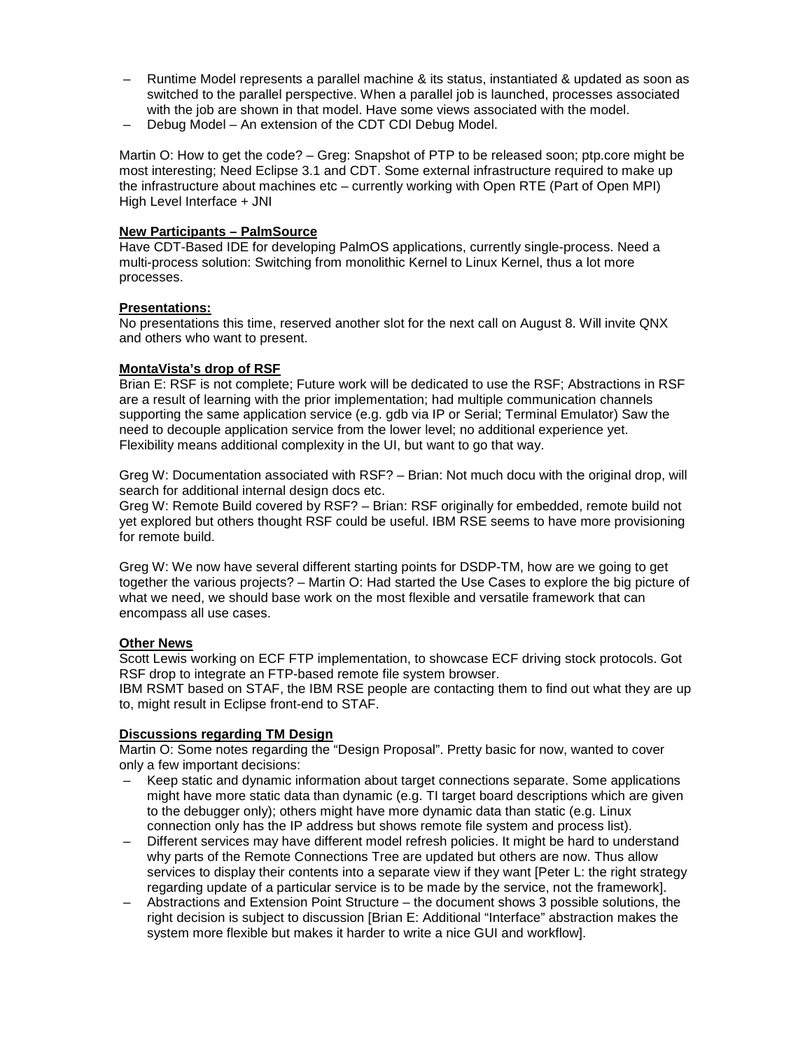– Runtime Model represents a parallel machine & its status, instantiated & updated as soon as switched to the parallel perspective. When a parallel job is launched, processes associated with the job are shown in that model. Have some views associated with the model.
– Debug Model – An extension of the CDT CDI Debug Model.

Martin O: How to get the code? – Greg: Snapshot of PTP to be released soon; ptp.core might be most interesting; Need Eclipse 3.1 and CDT. Some external infrastructure required to make up the infrastructure about machines etc – currently working with Open RTE (Part of Open MPI) High Level Interface + JNI

**New Participants – PalmSource**

Have CDT-Based IDE for developing PalmOS applications, currently single-process. Need a multi-process solution: Switching from monolithic Kernel to Linux Kernel, thus a lot more processes.

**Presentations:**

No presentations this time, reserved another slot for the next call on August 8. Will invite QNX and others who want to present.

**MontaVista's drop of RSF**

Brian E: RSF is not complete; Future work will be dedicated to use the RSF; Abstractions in RSF are a result of learning with the prior implementation; had multiple communication channels supporting the same application service (e.g. gdb via IP or Serial; Terminal Emulator) Saw the need to decouple application service from the lower level; no additional experience yet. Flexibility means additional complexity in the UI, but want to go that way.

Greg W: Documentation associated with RSF? – Brian: Not much docu with the original drop, will search for additional internal design docs etc.
Greg W: Remote Build covered by RSF? – Brian: RSF originally for embedded, remote build not yet explored but others thought RSF could be useful. IBM RSE seems to have more provisioning for remote build.

Greg W: We now have several different starting points for DSDP-TM, how are we going to get together the various projects? – Martin O: Had started the Use Cases to explore the big picture of what we need, we should base work on the most flexible and versatile framework that can encompass all use cases.

**Other News**

Scott Lewis working on ECF FTP implementation, to showcase ECF driving stock protocols. Got RSF drop to integrate an FTP-based remote file system browser.
IBM RSMT based on STAF, the IBM RSE people are contacting them to find out what they are up to, might result in Eclipse front-end to STAF.

**Discussions regarding TM Design**

Martin O: Some notes regarding the "Design Proposal". Pretty basic for now, wanted to cover only a few important decisions:

– Keep static and dynamic information about target connections separate. Some applications might have more static data than dynamic (e.g. TI target board descriptions which are given to the debugger only); others might have more dynamic data than static (e.g. Linux connection only has the IP address but shows remote file system and process list).
– Different services may have different model refresh policies. It might be hard to understand why parts of the Remote Connections Tree are updated but others are now. Thus allow services to display their contents into a separate view if they want [Peter L: the right strategy regarding update of a particular service is to be made by the service, not the framework].
– Abstractions and Extension Point Structure – the document shows 3 possible solutions, the right decision is subject to discussion [Brian E: Additional "Interface" abstraction makes the system more flexible but makes it harder to write a nice GUI and workflow].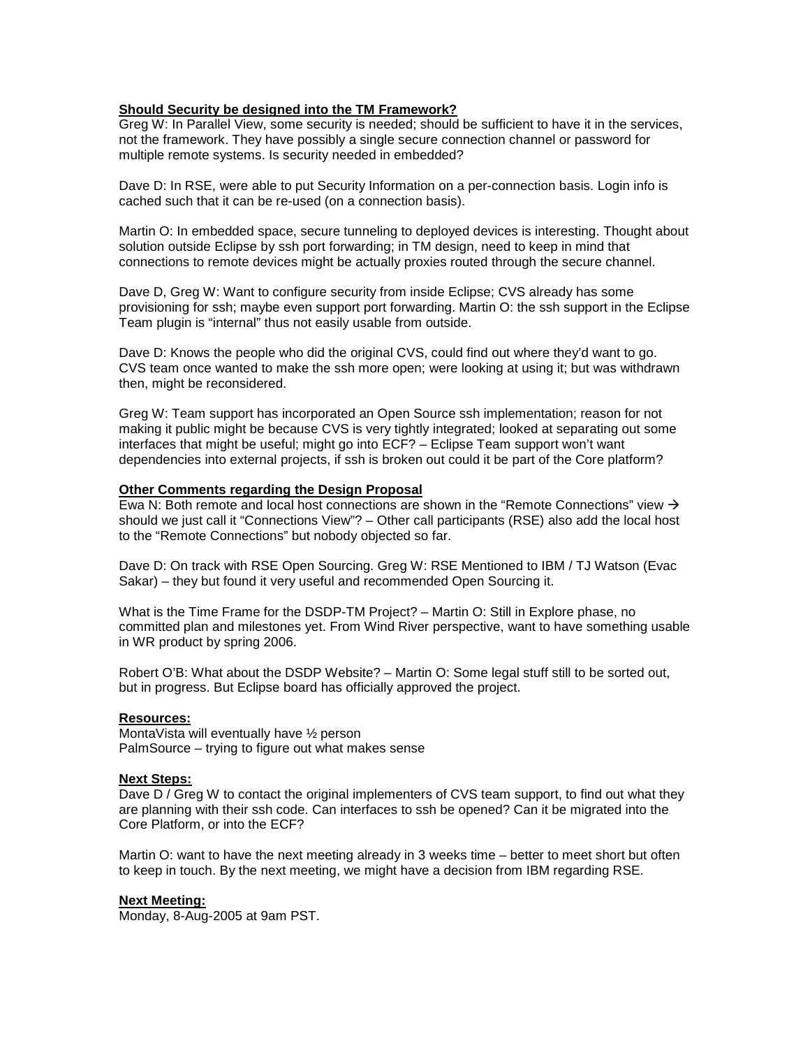**Should Security be designed into the TM Framework?**

Greg W: In Parallel View, some security is needed; should be sufficient to have it in the services, not the framework. They have possibly a single secure connection channel or password for multiple remote systems. Is security needed in embedded?

Dave D: In RSE, were able to put Security Information on a per-connection basis. Login info is cached such that it can be re-used (on a connection basis).

Martin O: In embedded space, secure tunneling to deployed devices is interesting. Thought about solution outside Eclipse by ssh port forwarding; in TM design, need to keep in mind that connections to remote devices might be actually proxies routed through the secure channel.

Dave D, Greg W: Want to configure security from inside Eclipse; CVS already has some provisioning for ssh; maybe even support port forwarding. Martin O: the ssh support in the Eclipse Team plugin is "internal" thus not easily usable from outside.

Dave D: Knows the people who did the original CVS, could find out where they'd want to go. CVS team once wanted to make the ssh more open; were looking at using it; but was withdrawn then, might be reconsidered.

Greg W: Team support has incorporated an Open Source ssh implementation; reason for not making it public might be because CVS is very tightly integrated; looked at separating out some interfaces that might be useful; might go into ECF? – Eclipse Team support won't want dependencies into external projects, if ssh is broken out could it be part of the Core platform?

**Other Comments regarding the Design Proposal**

Ewa N: Both remote and local host connections are shown in the "Remote Connections" view → should we just call it "Connections View"? – Other call participants (RSE) also add the local host to the "Remote Connections" but nobody objected so far.

Dave D: On track with RSE Open Sourcing. Greg W: RSE Mentioned to IBM / TJ Watson (Evac Sakar) – they but found it very useful and recommended Open Sourcing it.

What is the Time Frame for the DSDP-TM Project? – Martin O: Still in Explore phase, no committed plan and milestones yet. From Wind River perspective, want to have something usable in WR product by spring 2006.

Robert O'B: What about the DSDP Website? – Martin O: Some legal stuff still to be sorted out, but in progress. But Eclipse board has officially approved the project.

**Resources:**

MontaVista will eventually have ½ person
PalmSource – trying to figure out what makes sense

**Next Steps:**

Dave D / Greg W to contact the original implementers of CVS team support, to find out what they are planning with their ssh code. Can interfaces to ssh be opened? Can it be migrated into the Core Platform, or into the ECF?

Martin O: want to have the next meeting already in 3 weeks time – better to meet short but often to keep in touch. By the next meeting, we might have a decision from IBM regarding RSE.

**Next Meeting:**

Monday, 8-Aug-2005 at 9am PST.